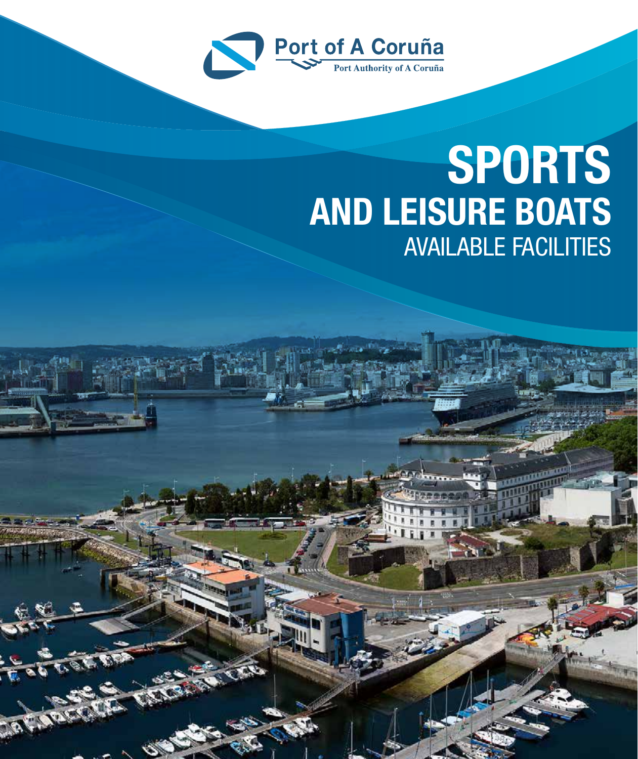Port of A Coruña

Port Authority of A Coruña

# SPORTS AND LEISURE BOATS

## AVAILABLE FACILITIES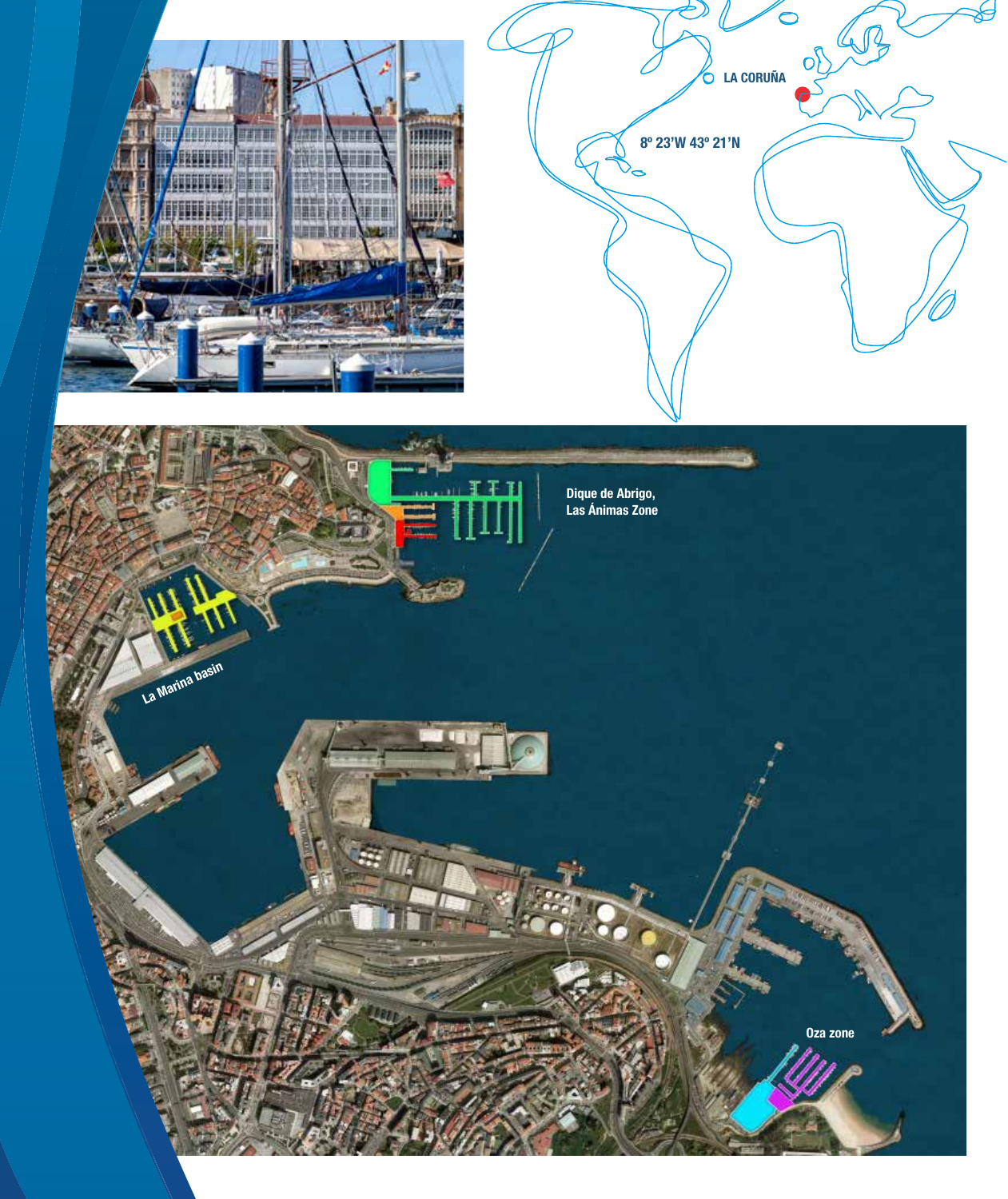LA CORUÑA

8º 23'W 43º 21'N

Dique de Abrigo, Las Ánimas Zone

La Marina basin

Oza zone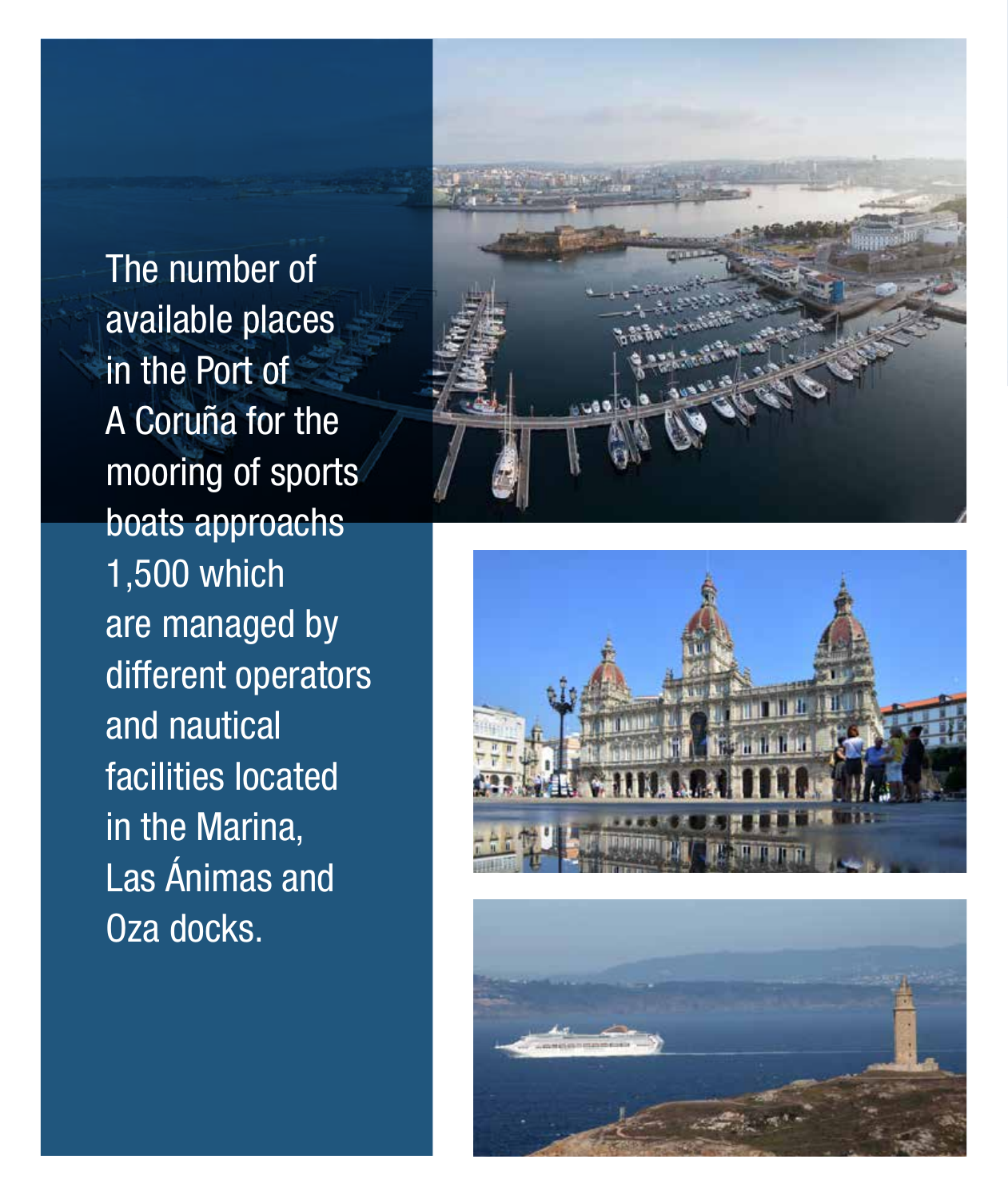The number of available places in the Port of A Coruña for the mooring of sports boats approachs 1,500 which are managed by different operators and nautical facilities located in the Marina, Las Ánimas and Oza docks.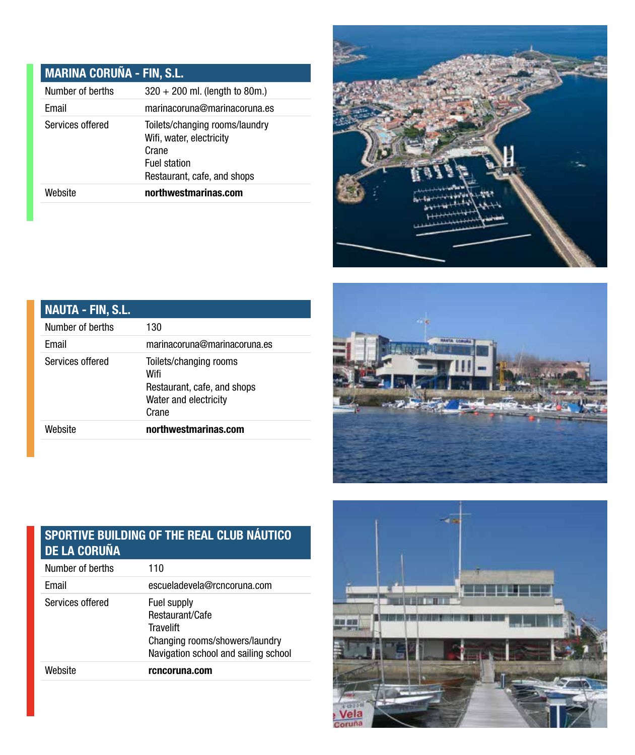| MARINA CORUÑA - FIN, S.L. | |
|---|---|
| Number of berths | 320 + 200 ml. (length to 80m.) |
| Email | marinacoruna@marinacoruna.es |
| Services offered | Toilets/changing rooms/laundry<br>Wifi, water, electricity<br>Crane<br>Fuel station<br>Restaurant, cafe, and shops |
| Website | **northwestmarinas.com** |

| NAUTA - FIN, S.L. | |
|---|---|
| Number of berths | 130 |
| Email | marinacoruna@marinacoruna.es |
| Services offered | Toilets/changing rooms<br>Wifi<br>Restaurant, cafe, and shops<br>Water and electricity<br>Crane |
| Website | **northwestmarinas.com** |

| SPORTIVE BUILDING OF THE REAL CLUB NÁUTICO DE LA CORUÑA | |
|---|---|
| Number of berths | 110 |
| Email | escueladevela@rcncoruna.com |
| Services offered | Fuel supply<br>Restaurant/Cafe<br>Travelift<br>Changing rooms/showers/laundry<br>Navigation school and sailing school |
| Website | **rcncoruna.com** |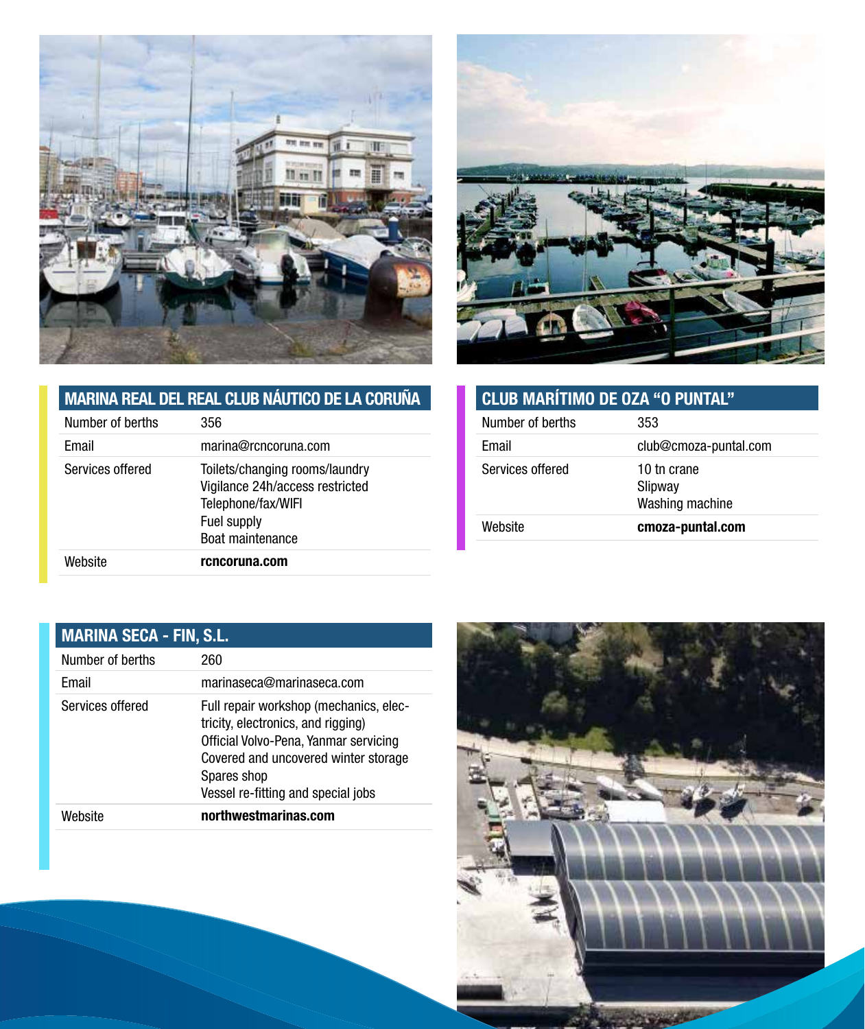## MARINA REAL DEL REAL CLUB NÁUTICO DE LA CORUÑA

| | |
|---|---|
| Number of berths | 356 |
| Email | marina@rcncoruna.com |
| Services offered | Toilets/changing rooms/laundry<br>Vigilance 24h/access restricted<br>Telephone/fax/WIFI<br>Fuel supply<br>Boat maintenance |
| Website | **rcncoruna.com** |

## CLUB MARÍTIMO DE OZA "O PUNTAL"

| | |
|---|---|
| Number of berths | 353 |
| Email | club@cmoza-puntal.com |
| Services offered | 10 tn crane<br>Slipway<br>Washing machine |
| Website | **cmoza-puntal.com** |

## MARINA SECA - FIN, S.L.

| | |
|---|---|
| Number of berths | 260 |
| Email | marinaseca@marinaseca.com |
| Services offered | Full repair workshop (mechanics, electricity, electronics, and rigging)<br>Official Volvo-Pena, Yanmar servicing<br>Covered and uncovered winter storage<br>Spares shop<br>Vessel re-fitting and special jobs |
| Website | **northwestmarinas.com** |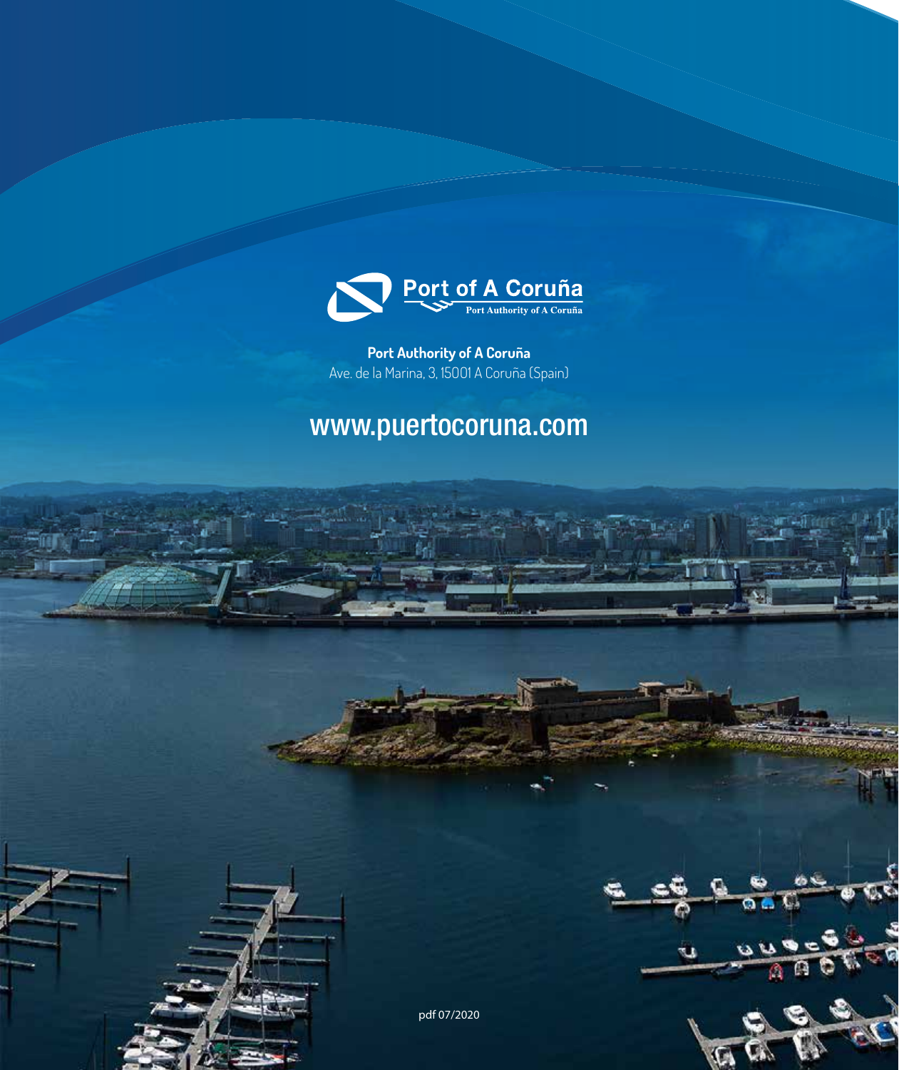Port of A Coruña

Port Authority of A Coruña

**Port Authority of A Coruña**
Ave. de la Marina, 3, 15001 A Coruña (Spain)

www.puertocoruna.com

pdf 07/2020